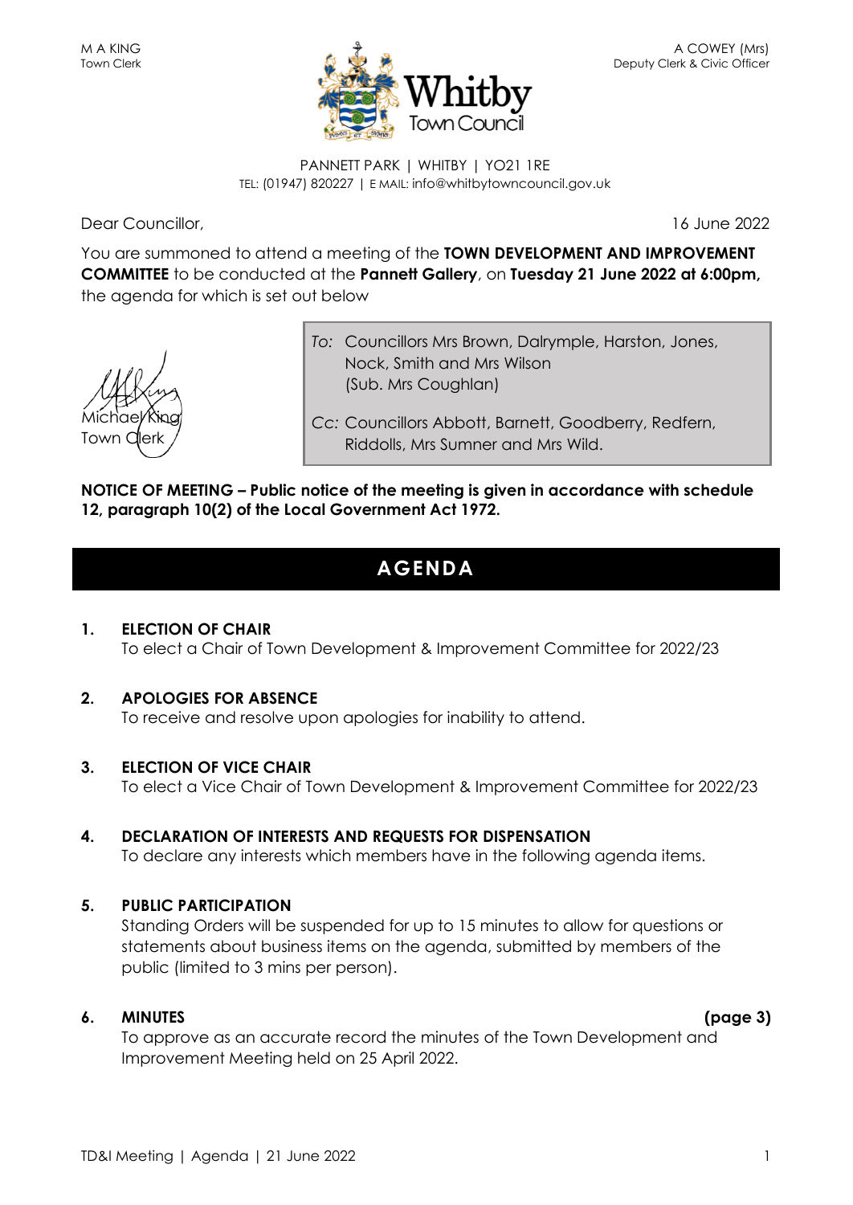M A KING
Town Clerk

A COWEY (Mrs)
Deputy Clerk & Civic Officer

**Whitby Town Council**

PANNETT PARK | WHITBY | YO21 1RE
TEL: (01947) 820227 | E MAIL: info@whitbytowncouncil.gov.uk

Dear Councillor,

16 June 2022

You are summoned to attend a meeting of the **TOWN DEVELOPMENT AND IMPROVEMENT COMMITTEE** to be conducted at the **Pannett Gallery**, on **Tuesday 21 June 2022 at 6:00pm,** the agenda for which is set out below

Michael King
Town Clerk

*To:* Councillors Mrs Brown, Dalrymple, Harston, Jones, Nock, Smith and Mrs Wilson
(Sub. Mrs Coughlan)

*Cc:* Councillors Abbott, Barnett, Goodberry, Redfern, Riddolls, Mrs Sumner and Mrs Wild.

**NOTICE OF MEETING – Public notice of the meeting is given in accordance with schedule 12, paragraph 10(2) of the Local Government Act 1972.**

# AGENDA

**1. ELECTION OF CHAIR**
To elect a Chair of Town Development & Improvement Committee for 2022/23

**2. APOLOGIES FOR ABSENCE**
To receive and resolve upon apologies for inability to attend.

**3. ELECTION OF VICE CHAIR**
To elect a Vice Chair of Town Development & Improvement Committee for 2022/23

**4. DECLARATION OF INTERESTS AND REQUESTS FOR DISPENSATION**
To declare any interests which members have in the following agenda items.

**5. PUBLIC PARTICIPATION**
Standing Orders will be suspended for up to 15 minutes to allow for questions or statements about business items on the agenda, submitted by members of the public (limited to 3 mins per person).

**6. MINUTES** **(page 3)**
To approve as an accurate record the minutes of the Town Development and Improvement Meeting held on 25 April 2022.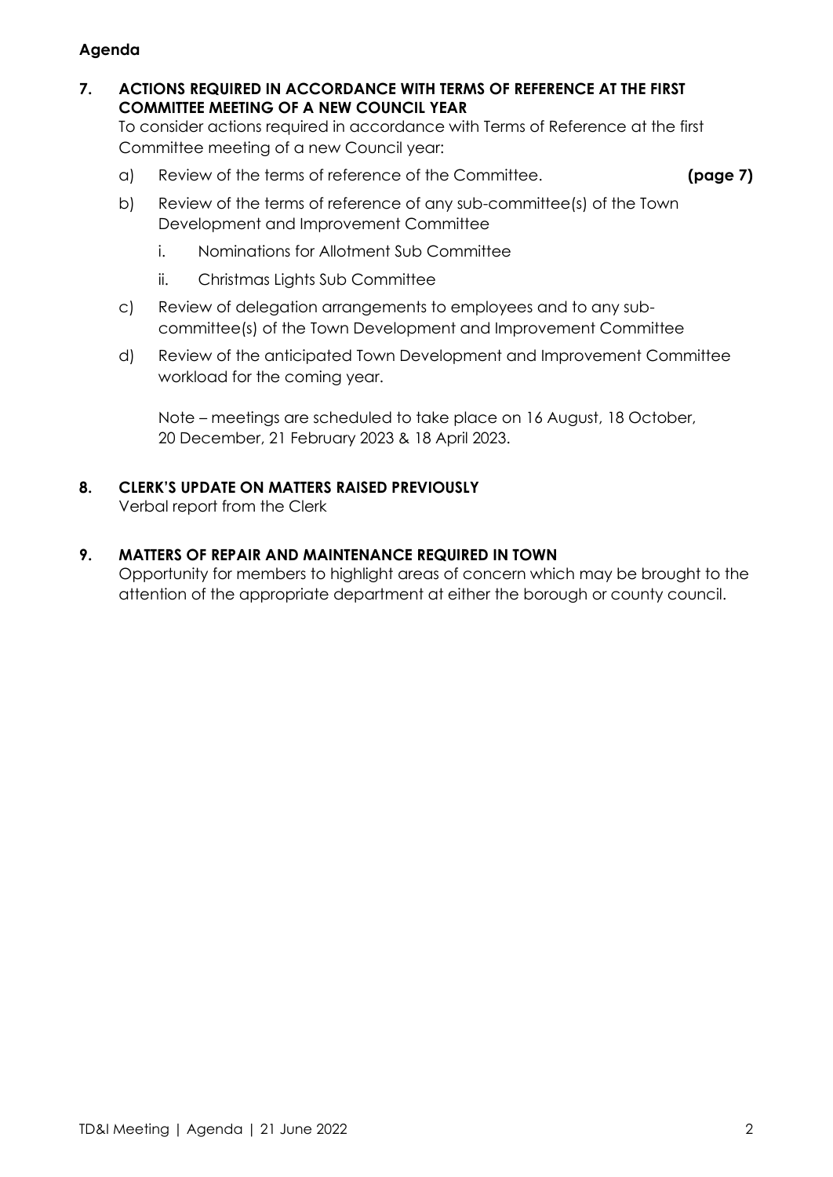**Agenda**

## 7. ACTIONS REQUIRED IN ACCORDANCE WITH TERMS OF REFERENCE AT THE FIRST COMMITTEE MEETING OF A NEW COUNCIL YEAR

To consider actions required in accordance with Terms of Reference at the first Committee meeting of a new Council year:

a) Review of the terms of reference of the Committee. **(page 7)**

b) Review of the terms of reference of any sub-committee(s) of the Town Development and Improvement Committee

   i. Nominations for Allotment Sub Committee

   ii. Christmas Lights Sub Committee

c) Review of delegation arrangements to employees and to any sub-committee(s) of the Town Development and Improvement Committee

d) Review of the anticipated Town Development and Improvement Committee workload for the coming year.

   Note – meetings are scheduled to take place on 16 August, 18 October, 20 December, 21 February 2023 & 18 April 2023.

## 8. CLERK'S UPDATE ON MATTERS RAISED PREVIOUSLY

Verbal report from the Clerk

## 9. MATTERS OF REPAIR AND MAINTENANCE REQUIRED IN TOWN

Opportunity for members to highlight areas of concern which may be brought to the attention of the appropriate department at either the borough or county council.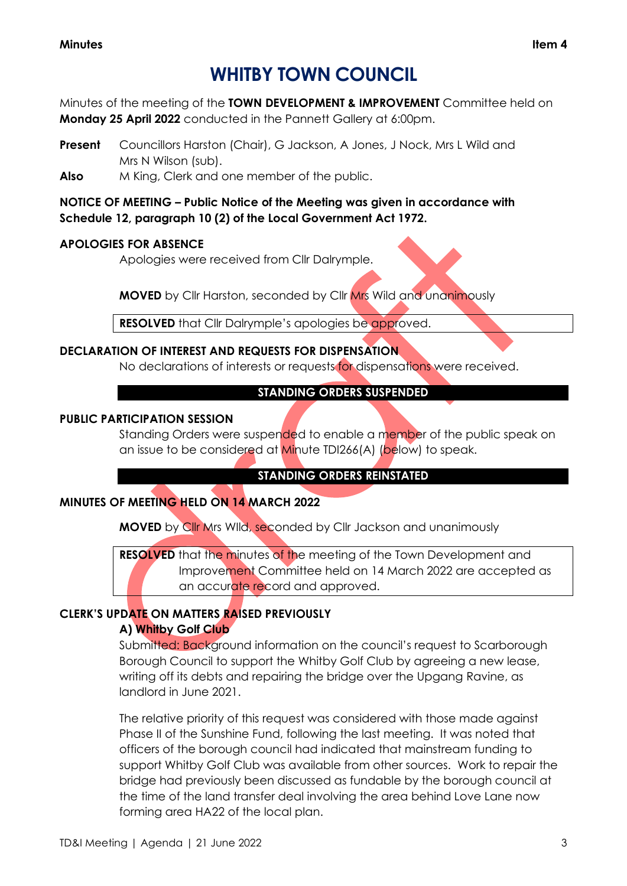**Minutes** **Item 4**

# WHITBY TOWN COUNCIL

Minutes of the meeting of the **TOWN DEVELOPMENT & IMPROVEMENT** Committee held on **Monday 25 April 2022** conducted in the Pannett Gallery at 6:00pm.

**Present** Councillors Harston (Chair), G Jackson, A Jones, J Nock, Mrs L Wild and Mrs N Wilson (sub).

**Also** M King, Clerk and one member of the public.

**NOTICE OF MEETING – Public Notice of the Meeting was given in accordance with Schedule 12, paragraph 10 (2) of the Local Government Act 1972.**

**APOLOGIES FOR ABSENCE**

Apologies were received from Cllr Dalrymple.

**MOVED** by Cllr Harston, seconded by Cllr Mrs Wild and unanimously

**RESOLVED** that Cllr Dalrymple's apologies be approved.

**DECLARATION OF INTEREST AND REQUESTS FOR DISPENSATION**

No declarations of interests or requests for dispensations were received.

**STANDING ORDERS SUSPENDED**

**PUBLIC PARTICIPATION SESSION**

Standing Orders were suspended to enable a member of the public speak on an issue to be considered at Minute TDI266(A) (below) to speak.

**STANDING ORDERS REINSTATED**

**MINUTES OF MEETING HELD ON 14 MARCH 2022**

**MOVED** by Cllr Mrs Wild, seconded by Cllr Jackson and unanimously

**RESOLVED** that the minutes of the meeting of the Town Development and Improvement Committee held on 14 March 2022 are accepted as an accurate record and approved.

**CLERK'S UPDATE ON MATTERS RAISED PREVIOUSLY**

**A) Whitby Golf Club**

Submitted: Background information on the council's request to Scarborough Borough Council to support the Whitby Golf Club by agreeing a new lease, writing off its debts and repairing the bridge over the Upgang Ravine, as landlord in June 2021.

The relative priority of this request was considered with those made against Phase II of the Sunshine Fund, following the last meeting. It was noted that officers of the borough council had indicated that mainstream funding to support Whitby Golf Club was available from other sources. Work to repair the bridge had previously been discussed as fundable by the borough council at the time of the land transfer deal involving the area behind Love Lane now forming area HA22 of the local plan.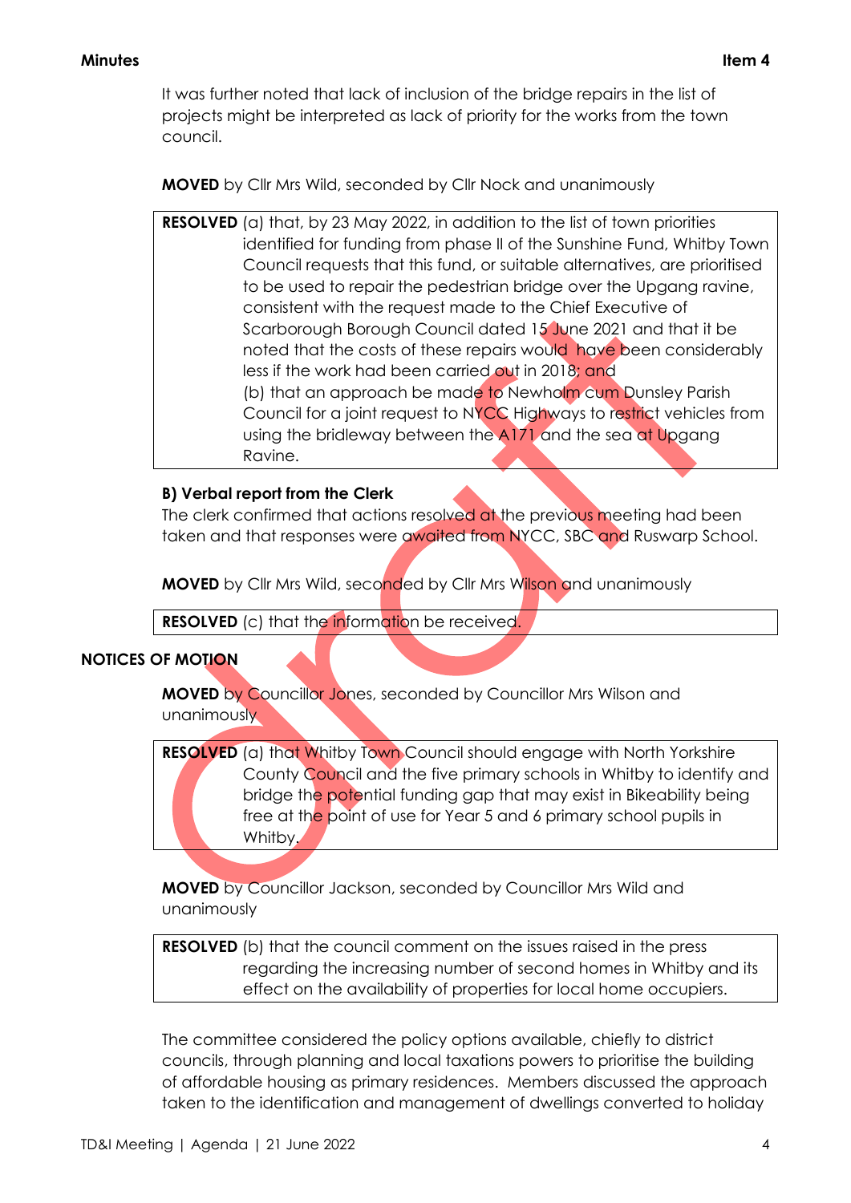It was further noted that lack of inclusion of the bridge repairs in the list of projects might be interpreted as lack of priority for the works from the town council.

**MOVED** by Cllr Mrs Wild, seconded by Cllr Nock and unanimously

**RESOLVED** (a) that, by 23 May 2022, in addition to the list of town priorities identified for funding from phase II of the Sunshine Fund, Whitby Town Council requests that this fund, or suitable alternatives, are prioritised to be used to repair the pedestrian bridge over the Upgang ravine, consistent with the request made to the Chief Executive of Scarborough Borough Council dated 15 June 2021 and that it be noted that the costs of these repairs would have been considerably less if the work had been carried out in 2018; and

(b) that an approach be made to Newholm cum Dunsley Parish Council for a joint request to NYCC Highways to restrict vehicles from using the bridleway between the A171 and the sea at Upgang Ravine.

**B) Verbal report from the Clerk**

The clerk confirmed that actions resolved at the previous meeting had been taken and that responses were awaited from NYCC, SBC and Ruswarp School.

**MOVED** by Cllr Mrs Wild, seconded by Cllr Mrs Wilson and unanimously

**RESOLVED** (c) that the information be received.

## NOTICES OF MOTION

**MOVED** by Councillor Jones, seconded by Councillor Mrs Wilson and unanimously

**RESOLVED** (a) that Whitby Town Council should engage with North Yorkshire County Council and the five primary schools in Whitby to identify and bridge the potential funding gap that may exist in Bikeability being free at the point of use for Year 5 and 6 primary school pupils in Whitby.

**MOVED** by Councillor Jackson, seconded by Councillor Mrs Wild and unanimously

**RESOLVED** (b) that the council comment on the issues raised in the press regarding the increasing number of second homes in Whitby and its effect on the availability of properties for local home occupiers.

The committee considered the policy options available, chiefly to district councils, through planning and local taxations powers to prioritise the building of affordable housing as primary residences. Members discussed the approach taken to the identification and management of dwellings converted to holiday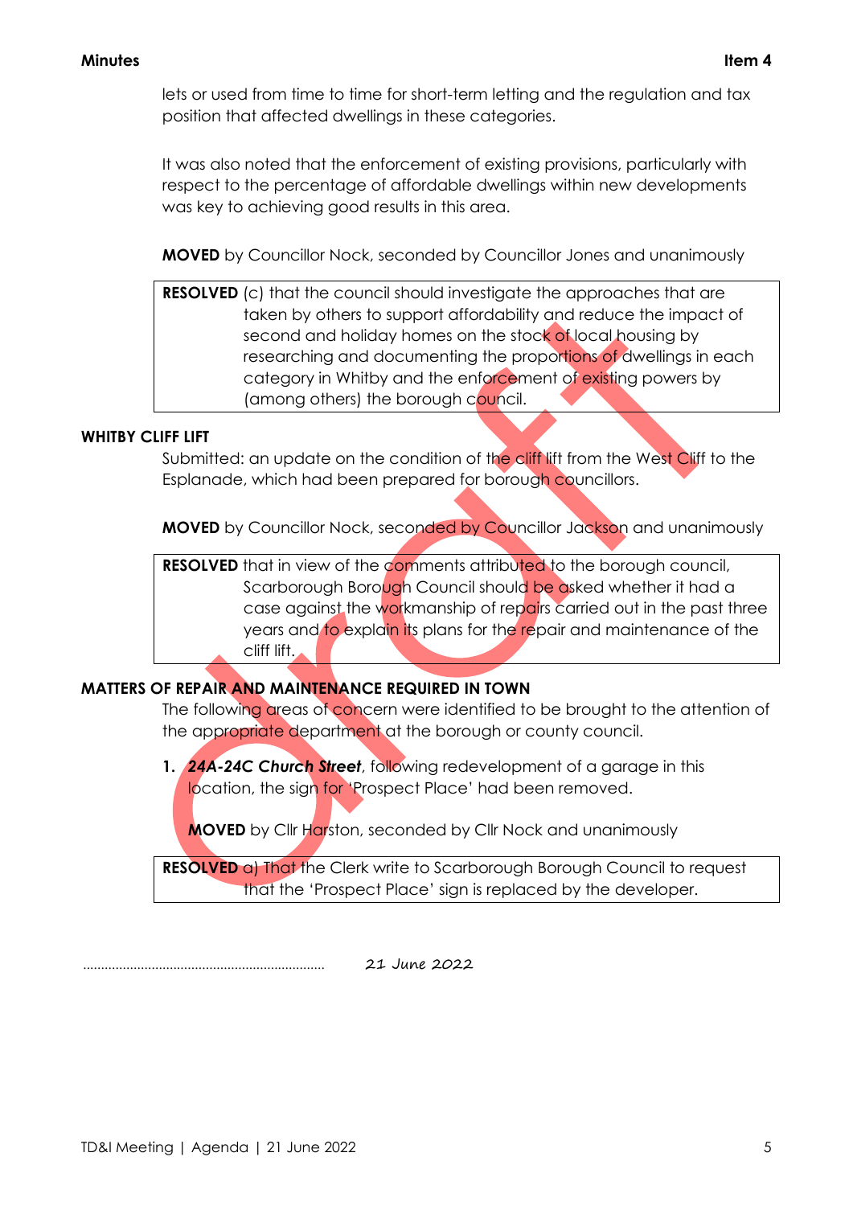lets or used from time to time for short-term letting and the regulation and tax position that affected dwellings in these categories.

It was also noted that the enforcement of existing provisions, particularly with respect to the percentage of affordable dwellings within new developments was key to achieving good results in this area.

**MOVED** by Councillor Nock, seconded by Councillor Jones and unanimously

**RESOLVED** (c) that the council should investigate the approaches that are taken by others to support affordability and reduce the impact of second and holiday homes on the stock of local housing by researching and documenting the proportions of dwellings in each category in Whitby and the enforcement of existing powers by (among others) the borough council.

**WHITBY CLIFF LIFT**

Submitted: an update on the condition of the cliff lift from the West Cliff to the Esplanade, which had been prepared for borough councillors.

**MOVED** by Councillor Nock, seconded by Councillor Jackson and unanimously

**RESOLVED** that in view of the comments attributed to the borough council, Scarborough Borough Council should be asked whether it had a case against the workmanship of repairs carried out in the past three years and to explain its plans for the repair and maintenance of the cliff lift.

**MATTERS OF REPAIR AND MAINTENANCE REQUIRED IN TOWN**

The following areas of concern were identified to be brought to the attention of the appropriate department at the borough or county council.

1. ***24A-24C Church Street***, following redevelopment of a garage in this location, the sign for 'Prospect Place' had been removed.

   **MOVED** by Cllr Harston, seconded by Cllr Nock and unanimously

**RESOLVED** a) That the Clerk write to Scarborough Borough Council to request that the 'Prospect Place' sign is replaced by the developer.

.................................................................. 21 June 2022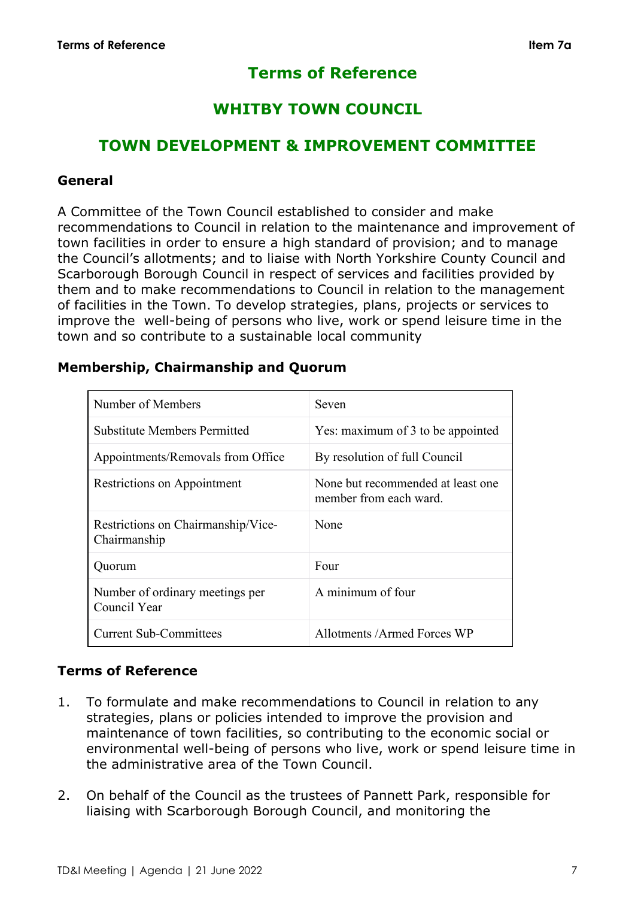# Terms of Reference

## WHITBY TOWN COUNCIL

## TOWN DEVELOPMENT & IMPROVEMENT COMMITTEE

### General

A Committee of the Town Council established to consider and make recommendations to Council in relation to the maintenance and improvement of town facilities in order to ensure a high standard of provision; and to manage the Council's allotments; and to liaise with North Yorkshire County Council and Scarborough Borough Council in respect of services and facilities provided by them and to make recommendations to Council in relation to the management of facilities in the Town. To develop strategies, plans, projects or services to improve the well-being of persons who live, work or spend leisure time in the town and so contribute to a sustainable local community

### Membership, Chairmanship and Quorum

| | |
|---|---|
| Number of Members | Seven |
| Substitute Members Permitted | Yes: maximum of 3 to be appointed |
| Appointments/Removals from Office | By resolution of full Council |
| Restrictions on Appointment | None but recommended at least one member from each ward. |
| Restrictions on Chairmanship/Vice-Chairmanship | None |
| Quorum | Four |
| Number of ordinary meetings per Council Year | A minimum of four |
| Current Sub-Committees | Allotments /Armed Forces WP |

### Terms of Reference

1. To formulate and make recommendations to Council in relation to any strategies, plans or policies intended to improve the provision and maintenance of town facilities, so contributing to the economic social or environmental well-being of persons who live, work or spend leisure time in the administrative area of the Town Council.

2. On behalf of the Council as the trustees of Pannett Park, responsible for liaising with Scarborough Borough Council, and monitoring the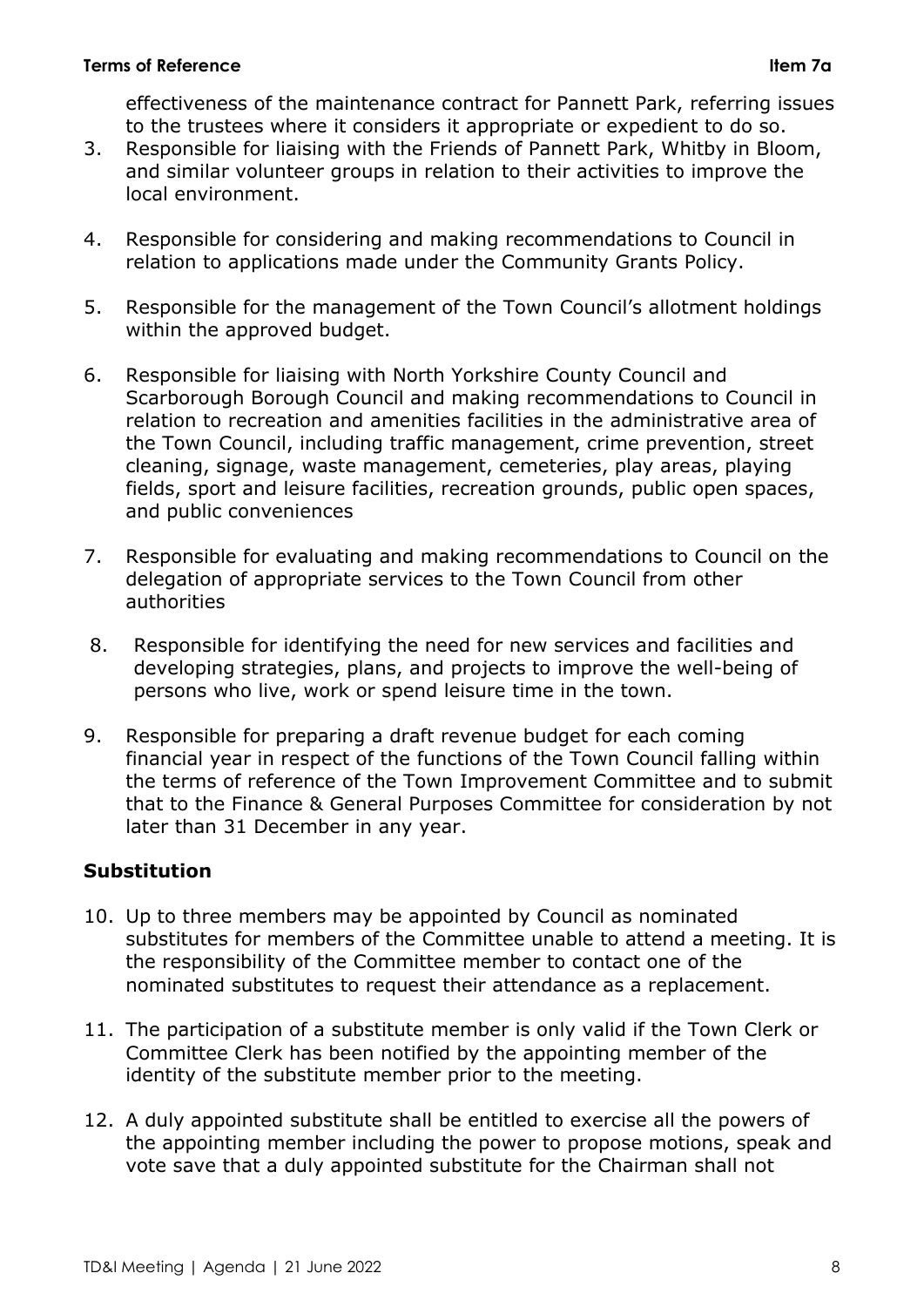effectiveness of the maintenance contract for Pannett Park, referring issues to the trustees where it considers it appropriate or expedient to do so.

3. Responsible for liaising with the Friends of Pannett Park, Whitby in Bloom, and similar volunteer groups in relation to their activities to improve the local environment.

4. Responsible for considering and making recommendations to Council in relation to applications made under the Community Grants Policy.

5. Responsible for the management of the Town Council's allotment holdings within the approved budget.

6. Responsible for liaising with North Yorkshire County Council and Scarborough Borough Council and making recommendations to Council in relation to recreation and amenities facilities in the administrative area of the Town Council, including traffic management, crime prevention, street cleaning, signage, waste management, cemeteries, play areas, playing fields, sport and leisure facilities, recreation grounds, public open spaces, and public conveniences

7. Responsible for evaluating and making recommendations to Council on the delegation of appropriate services to the Town Council from other authorities

8. Responsible for identifying the need for new services and facilities and developing strategies, plans, and projects to improve the well-being of persons who live, work or spend leisure time in the town.

9. Responsible for preparing a draft revenue budget for each coming financial year in respect of the functions of the Town Council falling within the terms of reference of the Town Improvement Committee and to submit that to the Finance & General Purposes Committee for consideration by not later than 31 December in any year.

**Substitution**

10. Up to three members may be appointed by Council as nominated substitutes for members of the Committee unable to attend a meeting. It is the responsibility of the Committee member to contact one of the nominated substitutes to request their attendance as a replacement.

11. The participation of a substitute member is only valid if the Town Clerk or Committee Clerk has been notified by the appointing member of the identity of the substitute member prior to the meeting.

12. A duly appointed substitute shall be entitled to exercise all the powers of the appointing member including the power to propose motions, speak and vote save that a duly appointed substitute for the Chairman shall not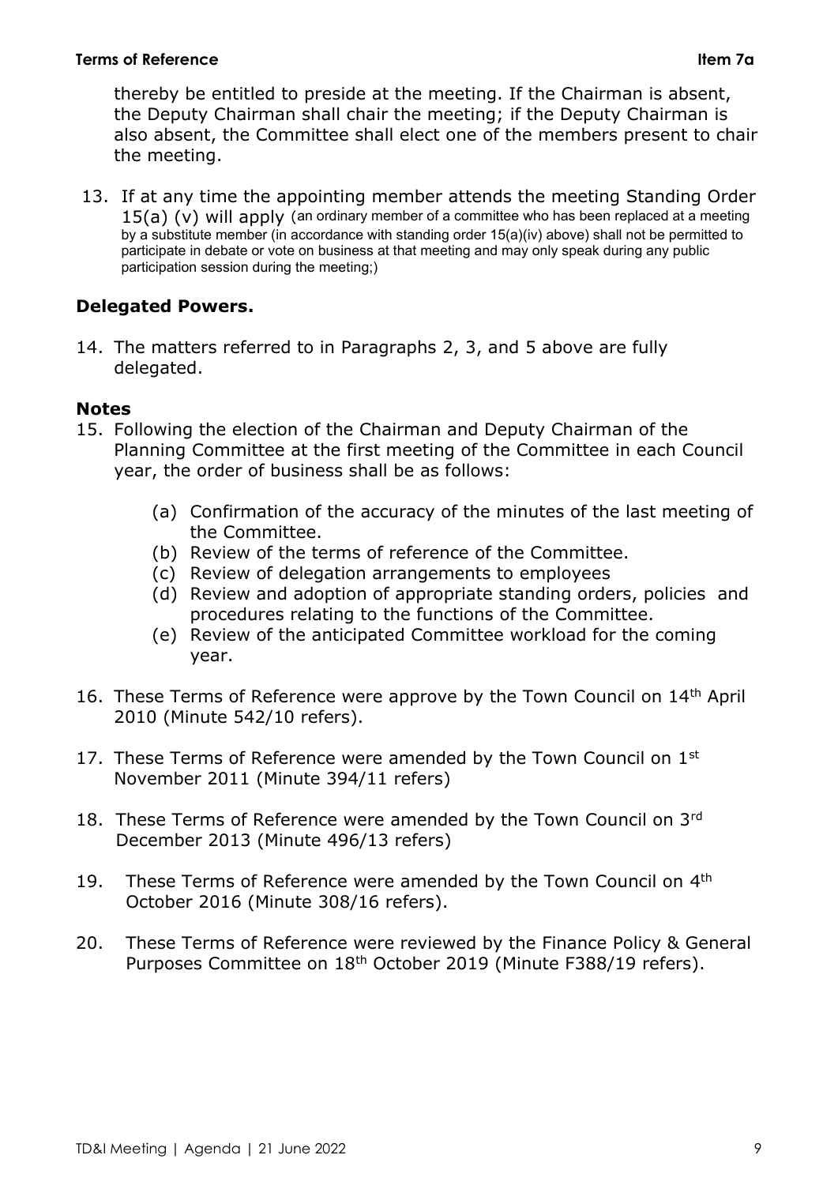thereby be entitled to preside at the meeting. If the Chairman is absent, the Deputy Chairman shall chair the meeting; if the Deputy Chairman is also absent, the Committee shall elect one of the members present to chair the meeting.

13. If at any time the appointing member attends the meeting Standing Order 15(a) (v) will apply (an ordinary member of a committee who has been replaced at a meeting by a substitute member (in accordance with standing order 15(a)(iv) above) shall not be permitted to participate in debate or vote on business at that meeting and may only speak during any public participation session during the meeting;)

**Delegated Powers.**

14. The matters referred to in Paragraphs 2, 3, and 5 above are fully delegated.

**Notes**

15. Following the election of the Chairman and Deputy Chairman of the Planning Committee at the first meeting of the Committee in each Council year, the order of business shall be as follows:

    (a) Confirmation of the accuracy of the minutes of the last meeting of the Committee.
    (b) Review of the terms of reference of the Committee.
    (c) Review of delegation arrangements to employees
    (d) Review and adoption of appropriate standing orders, policies and procedures relating to the functions of the Committee.
    (e) Review of the anticipated Committee workload for the coming year.

16. These Terms of Reference were approve by the Town Council on 14th April 2010 (Minute 542/10 refers).

17. These Terms of Reference were amended by the Town Council on 1st November 2011 (Minute 394/11 refers)

18. These Terms of Reference were amended by the Town Council on 3rd December 2013 (Minute 496/13 refers)

19. These Terms of Reference were amended by the Town Council on 4th October 2016 (Minute 308/16 refers).

20. These Terms of Reference were reviewed by the Finance Policy & General Purposes Committee on 18th October 2019 (Minute F388/19 refers).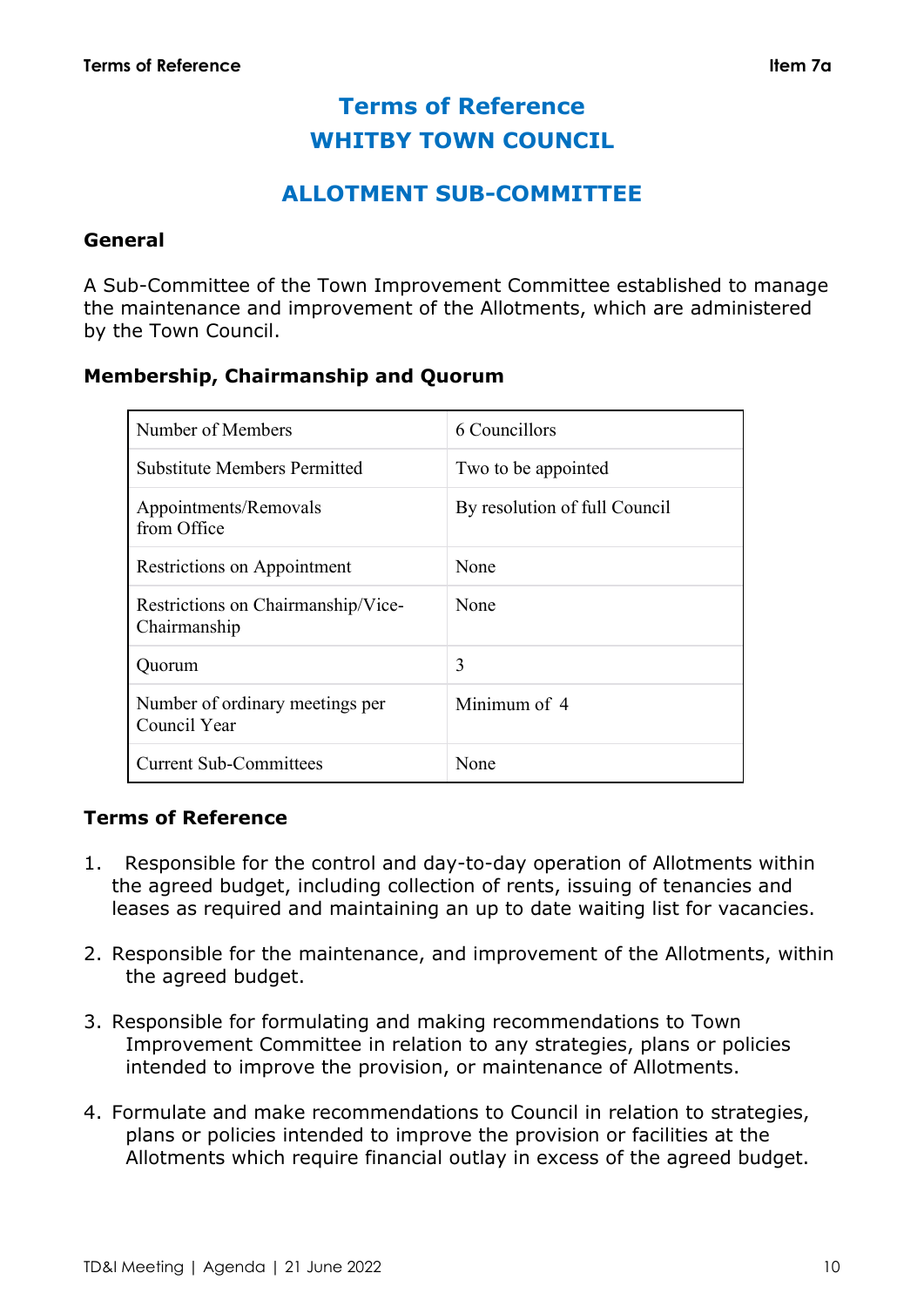# Terms of Reference
# WHITBY TOWN COUNCIL

## ALLOTMENT SUB-COMMITTEE

### General

A Sub-Committee of the Town Improvement Committee established to manage the maintenance and improvement of the Allotments, which are administered by the Town Council.

### Membership, Chairmanship and Quorum

| | |
|---|---|
| Number of Members | 6 Councillors |
| Substitute Members Permitted | Two to be appointed |
| Appointments/Removals from Office | By resolution of full Council |
| Restrictions on Appointment | None |
| Restrictions on Chairmanship/Vice-Chairmanship | None |
| Quorum | 3 |
| Number of ordinary meetings per Council Year | Minimum of 4 |
| Current Sub-Committees | None |

### Terms of Reference

1. Responsible for the control and day-to-day operation of Allotments within the agreed budget, including collection of rents, issuing of tenancies and leases as required and maintaining an up to date waiting list for vacancies.

2. Responsible for the maintenance, and improvement of the Allotments, within the agreed budget.

3. Responsible for formulating and making recommendations to Town Improvement Committee in relation to any strategies, plans or policies intended to improve the provision, or maintenance of Allotments.

4. Formulate and make recommendations to Council in relation to strategies, plans or policies intended to improve the provision or facilities at the Allotments which require financial outlay in excess of the agreed budget.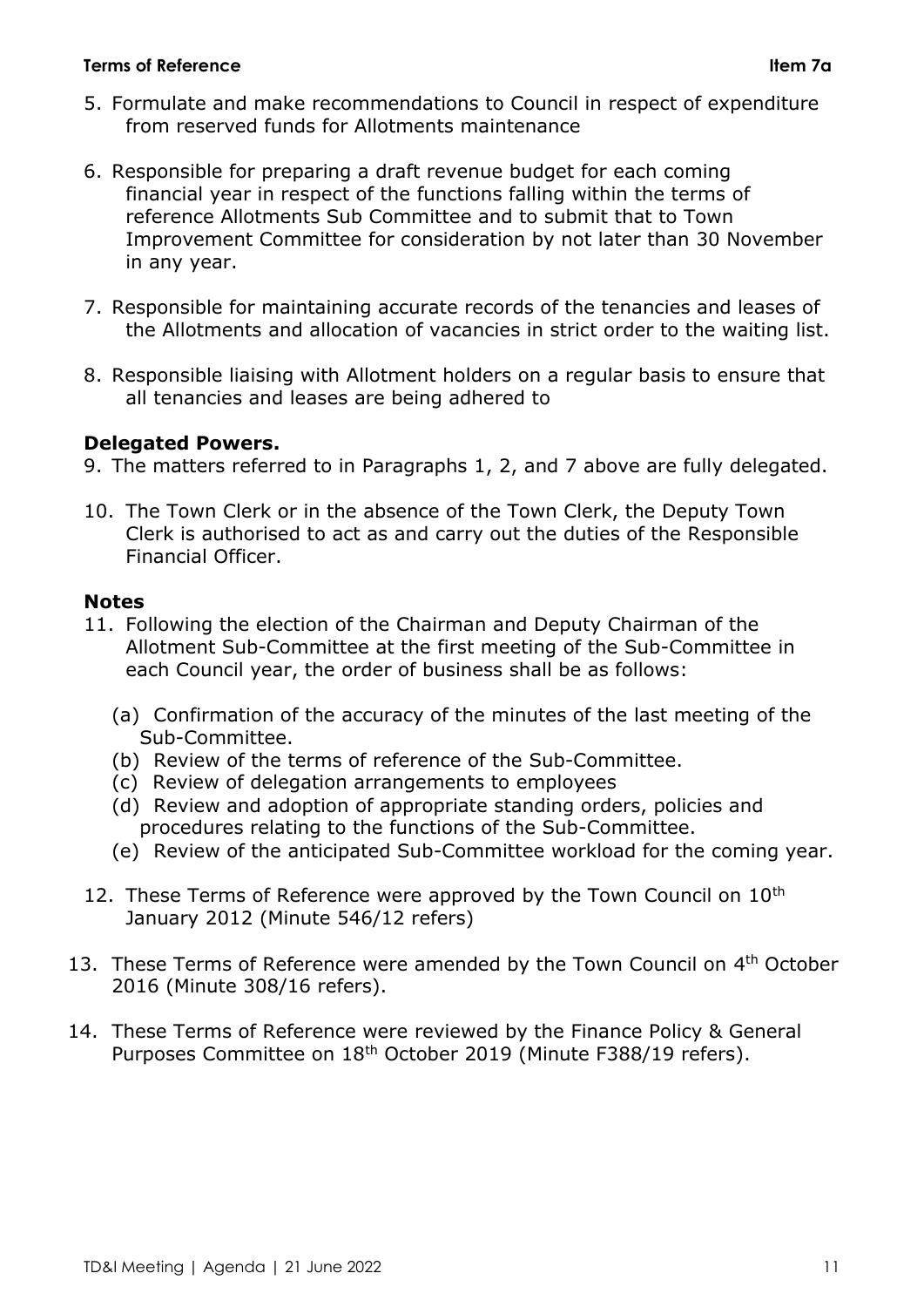5. Formulate and make recommendations to Council in respect of expenditure from reserved funds for Allotments maintenance

6. Responsible for preparing a draft revenue budget for each coming financial year in respect of the functions falling within the terms of reference Allotments Sub Committee and to submit that to Town Improvement Committee for consideration by not later than 30 November in any year.

7. Responsible for maintaining accurate records of the tenancies and leases of the Allotments and allocation of vacancies in strict order to the waiting list.

8. Responsible liaising with Allotment holders on a regular basis to ensure that all tenancies and leases are being adhered to

**Delegated Powers.**

9. The matters referred to in Paragraphs 1, 2, and 7 above are fully delegated.

10. The Town Clerk or in the absence of the Town Clerk, the Deputy Town Clerk is authorised to act as and carry out the duties of the Responsible Financial Officer.

**Notes**

11. Following the election of the Chairman and Deputy Chairman of the Allotment Sub-Committee at the first meeting of the Sub-Committee in each Council year, the order of business shall be as follows:

    (a) Confirmation of the accuracy of the minutes of the last meeting of the Sub-Committee.
    (b) Review of the terms of reference of the Sub-Committee.
    (c) Review of delegation arrangements to employees
    (d) Review and adoption of appropriate standing orders, policies and procedures relating to the functions of the Sub-Committee.
    (e) Review of the anticipated Sub-Committee workload for the coming year.

12. These Terms of Reference were approved by the Town Council on 10th January 2012 (Minute 546/12 refers)

13. These Terms of Reference were amended by the Town Council on 4th October 2016 (Minute 308/16 refers).

14. These Terms of Reference were reviewed by the Finance Policy & General Purposes Committee on 18th October 2019 (Minute F388/19 refers).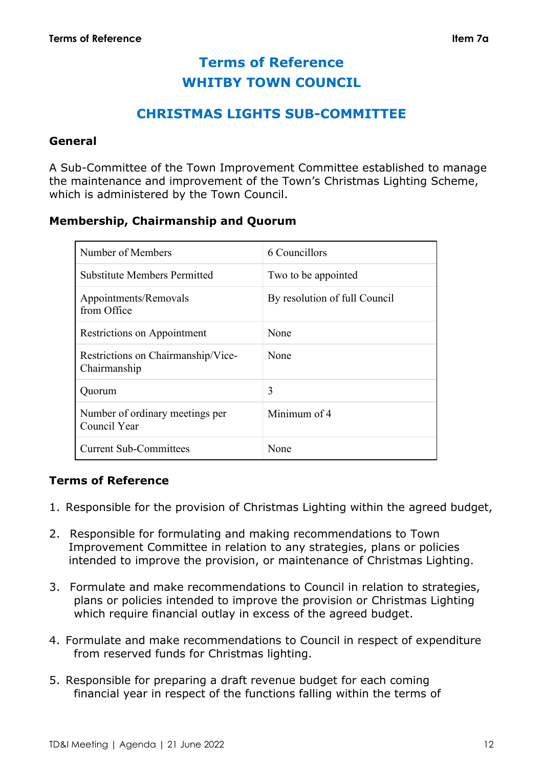# Terms of Reference
# WHITBY TOWN COUNCIL

## CHRISTMAS LIGHTS SUB-COMMITTEE

### General

A Sub-Committee of the Town Improvement Committee established to manage the maintenance and improvement of the Town's Christmas Lighting Scheme, which is administered by the Town Council.

### Membership, Chairmanship and Quorum

| | |
|---|---|
| Number of Members | 6 Councillors |
| Substitute Members Permitted | Two to be appointed |
| Appointments/Removals from Office | By resolution of full Council |
| Restrictions on Appointment | None |
| Restrictions on Chairmanship/Vice-Chairmanship | None |
| Quorum | 3 |
| Number of ordinary meetings per Council Year | Minimum of 4 |
| Current Sub-Committees | None |

### Terms of Reference

1. Responsible for the provision of Christmas Lighting within the agreed budget,

2. Responsible for formulating and making recommendations to Town Improvement Committee in relation to any strategies, plans or policies intended to improve the provision, or maintenance of Christmas Lighting.

3. Formulate and make recommendations to Council in relation to strategies, plans or policies intended to improve the provision or Christmas Lighting which require financial outlay in excess of the agreed budget.

4. Formulate and make recommendations to Council in respect of expenditure from reserved funds for Christmas lighting.

5. Responsible for preparing a draft revenue budget for each coming financial year in respect of the functions falling within the terms of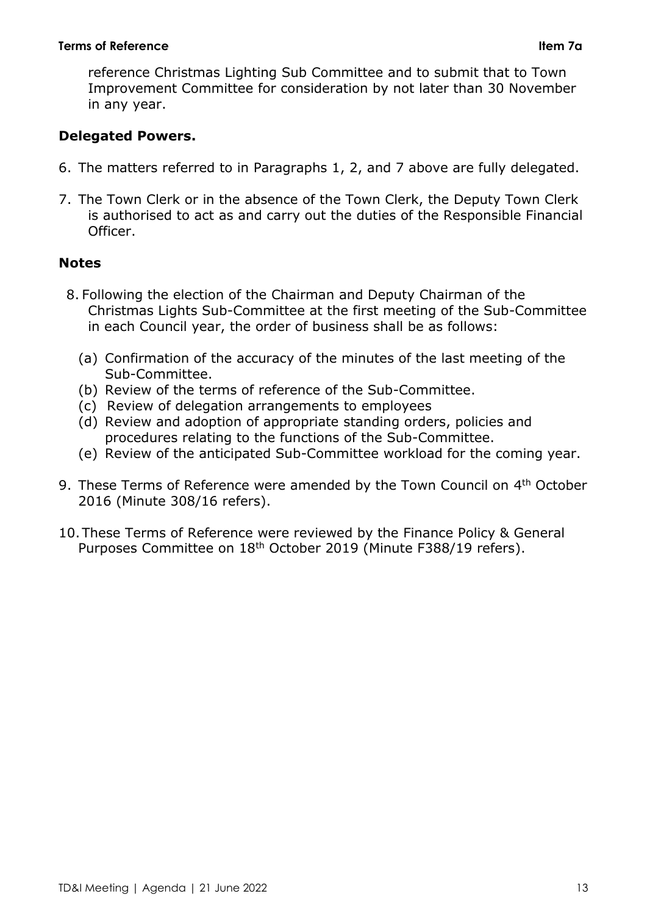reference Christmas Lighting Sub Committee and to submit that to Town Improvement Committee for consideration by not later than 30 November in any year.

## Delegated Powers.

6. The matters referred to in Paragraphs 1, 2, and 7 above are fully delegated.

7. The Town Clerk or in the absence of the Town Clerk, the Deputy Town Clerk is authorised to act as and carry out the duties of the Responsible Financial Officer.

## Notes

8. Following the election of the Chairman and Deputy Chairman of the Christmas Lights Sub-Committee at the first meeting of the Sub-Committee in each Council year, the order of business shall be as follows:

   (a) Confirmation of the accuracy of the minutes of the last meeting of the Sub-Committee.
   (b) Review of the terms of reference of the Sub-Committee.
   (c) Review of delegation arrangements to employees
   (d) Review and adoption of appropriate standing orders, policies and procedures relating to the functions of the Sub-Committee.
   (e) Review of the anticipated Sub-Committee workload for the coming year.

9. These Terms of Reference were amended by the Town Council on 4th October 2016 (Minute 308/16 refers).

10. These Terms of Reference were reviewed by the Finance Policy & General Purposes Committee on 18th October 2019 (Minute F388/19 refers).